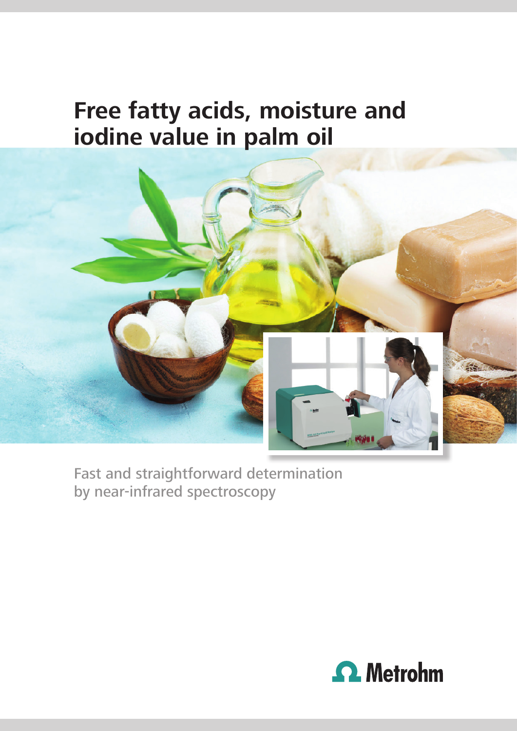# Free fatty acids, moisture and iodine value in palm oil

Fast and straightforward determination by near-infrared spectroscopy

Metrohm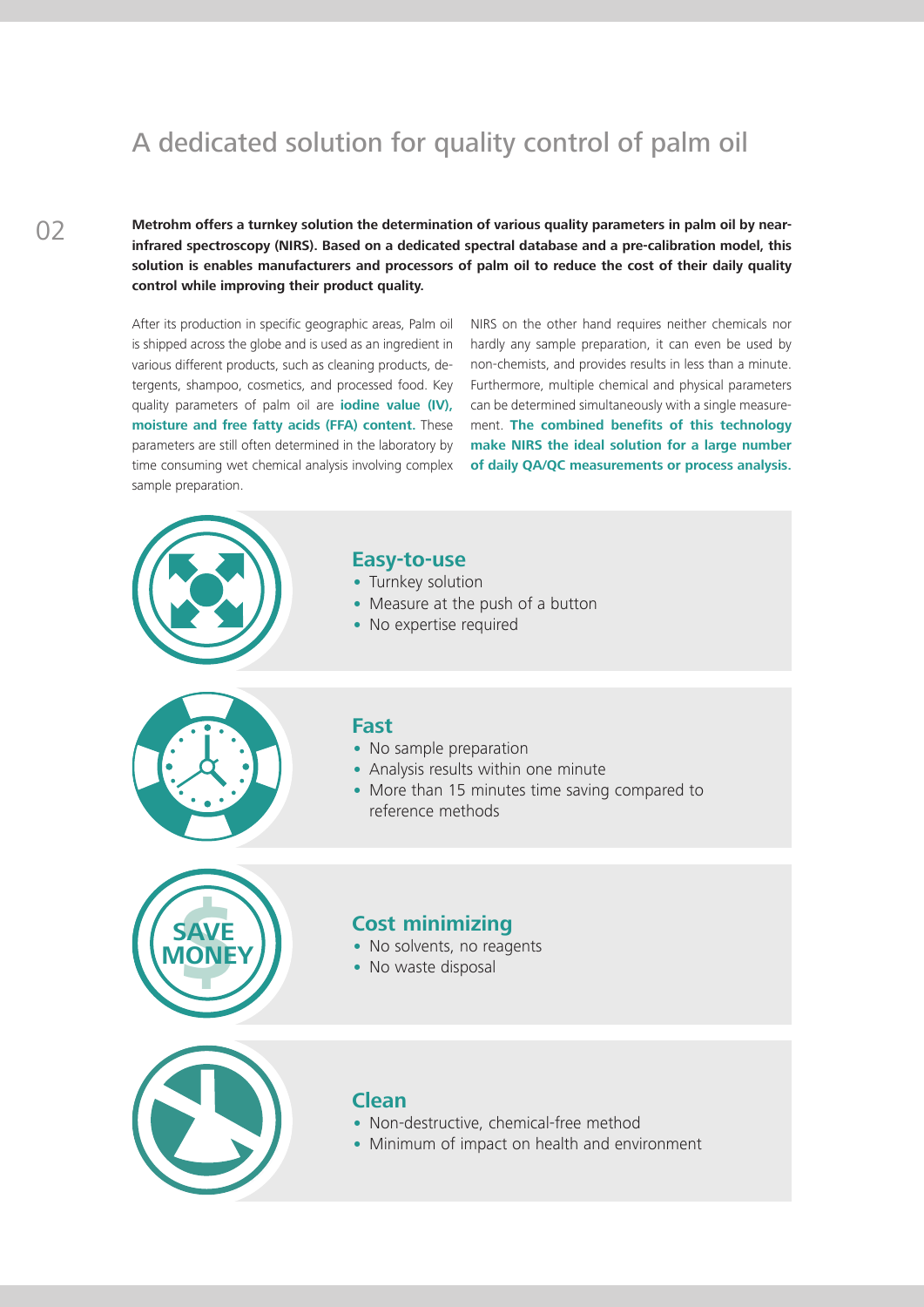# A dedicated solution for quality control of palm oil

**Metrohm offers a turnkey solution the determination of various quality parameters in palm oil by near-infrared spectroscopy (NIRS). Based on a dedicated spectral database and a pre-calibration model, this solution is enables manufacturers and processors of palm oil to reduce the cost of their daily quality control while improving their product quality.**

After its production in specific geographic areas, Palm oil is shipped across the globe and is used as an ingredient in various different products, such as cleaning products, detergents, shampoo, cosmetics, and processed food. Key quality parameters of palm oil are **iodine value (IV), moisture and free fatty acids (FFA) content.** These parameters are still often determined in the laboratory by time consuming wet chemical analysis involving complex sample preparation.

NIRS on the other hand requires neither chemicals nor hardly any sample preparation, it can even be used by non-chemists, and provides results in less than a minute. Furthermore, multiple chemical and physical parameters can be determined simultaneously with a single measurement. **The combined benefits of this technology make NIRS the ideal solution for a large number of daily QA/QC measurements or process analysis.**

## Easy-to-use

- Turnkey solution
- Measure at the push of a button
- No expertise required

## Fast

- No sample preparation
- Analysis results within one minute
- More than 15 minutes time saving compared to reference methods

## Cost minimizing

- No solvents, no reagents
- No waste disposal

## Clean

- Non-destructive, chemical-free method
- Minimum of impact on health and environment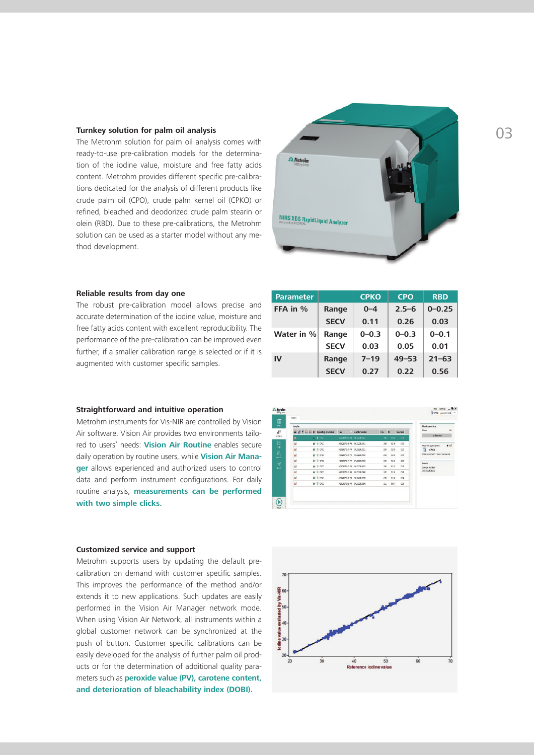### Turnkey solution for palm oil analysis

The Metrohm solution for palm oil analysis comes with ready-to-use pre-calibration models for the determination of the iodine value, moisture and free fatty acids content. Metrohm provides different specific pre-calibrations dedicated for the analysis of different products like crude palm oil (CPO), crude palm kernel oil (CPKO) or refined, bleached and deodorized crude palm stearin or olein (RBD). Due to these pre-calibrations, the Metrohm solution can be used as a starter model without any method development.

### Reliable results from day one

The robust pre-calibration model allows precise and accurate determination of the iodine value, moisture and free fatty acids content with excellent reproducibility. The performance of the pre-calibration can be improved even further, if a smaller calibration range is selected or if it is augmented with customer specific samples.

| Parameter | | CPKO | CPO | RBD |
|---|---|---|---|---|
| FFA in % | Range | 0–4 | 2.5–6 | 0–0.25 |
| | SECV | 0.11 | 0.26 | 0.03 |
| Water in % | Range | 0–0.3 | 0–0.3 | 0–0.1 |
| | SECV | 0.03 | 0.05 | 0.01 |
| IV | Range | 7–19 | 49–53 | 21–63 |
| | SECV | 0.27 | 0.22 | 0.56 |

### Straightforward and intuitive operation

Metrohm instruments for Vis-NIR are controlled by Vision Air software. Vision Air provides two environments tailored to users' needs: **Vision Air Routine** enables secure daily operation by routine users, while **Vision Air Manager** allows experienced and authorized users to control data and perform instrument configurations. For daily routine analysis, **measurements can be performed with two simple clicks.**

### Customized service and support

Metrohm supports users by updating the default pre-calibration on demand with customer specific samples. This improves the performance of the method and/or extends it to new applications. Such updates are easily performed in the Vision Air Manager network mode. When using Vision Air Network, all instruments within a global customer network can be synchronized at the push of button. Customer specific calibrations can be easily developed for the analysis of further palm oil products or for the determination of additional quality parameters such as **peroxide value (PV), carotene content, and deterioration of bleachability index (DOBI)**.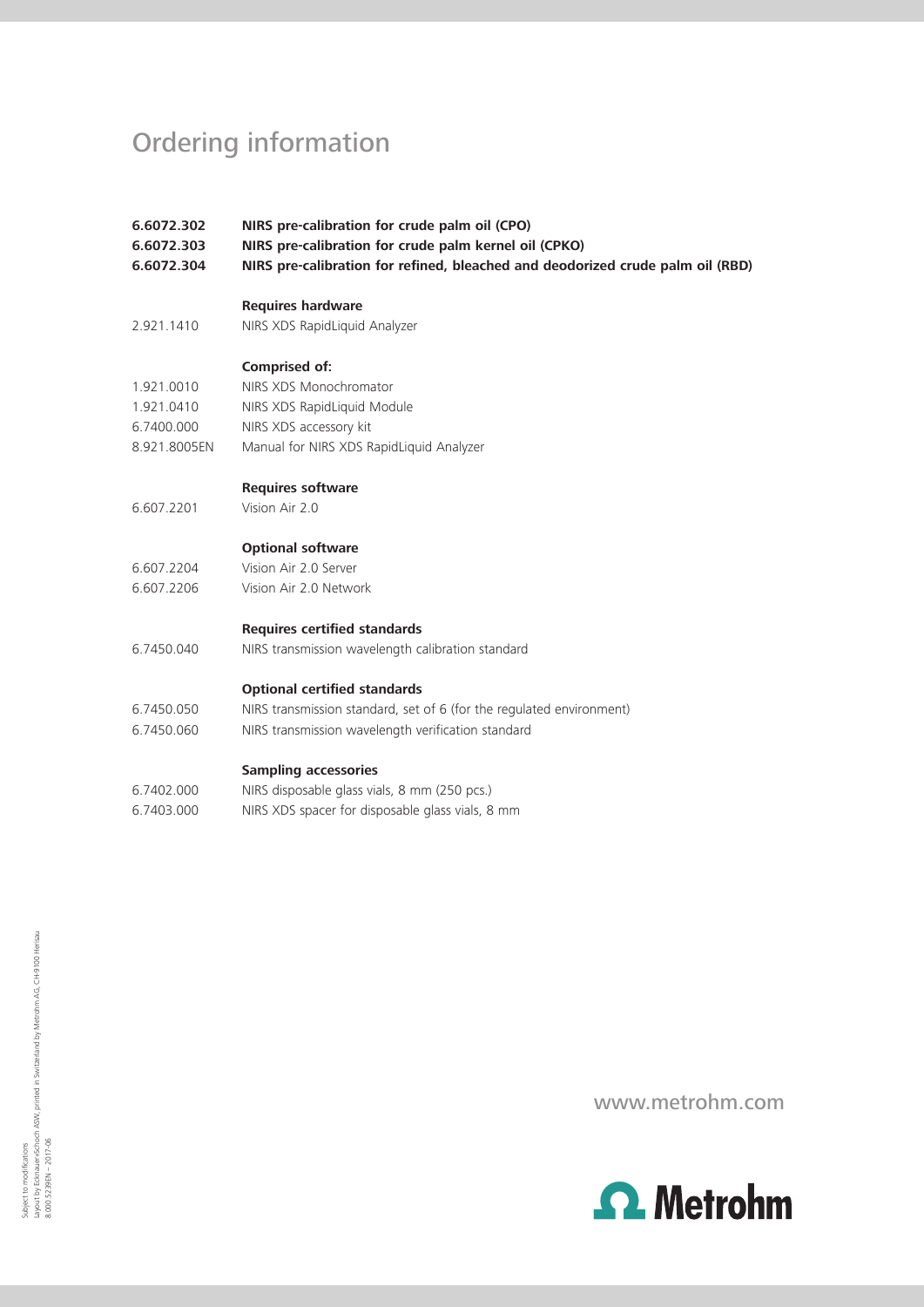# Ordering information

| | |
|---|---|
| **6.6072.302** | **NIRS pre-calibration for crude palm oil (CPO)** |
| **6.6072.303** | **NIRS pre-calibration for crude palm kernel oil (CPKO)** |
| **6.6072.304** | **NIRS pre-calibration for refined, bleached and deodorized crude palm oil (RBD)** |
| | **Requires hardware** |
| 2.921.1410 | NIRS XDS RapidLiquid Analyzer |
| | **Comprised of:** |
| 1.921.0010 | NIRS XDS Monochromator |
| 1.921.0410 | NIRS XDS RapidLiquid Module |
| 6.7400.000 | NIRS XDS accessory kit |
| 8.921.8005EN | Manual for NIRS XDS RapidLiquid Analyzer |
| | **Requires software** |
| 6.607.2201 | Vision Air 2.0 |
| | **Optional software** |
| 6.607.2204 | Vision Air 2.0 Server |
| 6.607.2206 | Vision Air 2.0 Network |
| | **Requires certified standards** |
| 6.7450.040 | NIRS transmission wavelength calibration standard |
| | **Optional certified standards** |
| 6.7450.050 | NIRS transmission standard, set of 6 (for the regulated environment) |
| 6.7450.060 | NIRS transmission wavelength verification standard |
| | **Sampling accessories** |
| 6.7402.000 | NIRS disposable glass vials, 8 mm (250 pcs.) |
| 6.7403.000 | NIRS XDS spacer for disposable glass vials, 8 mm |

Subject to modifications
Layout by Ecknauer+Schoch ASW, printed in Switzerland by Metrohm AG, CH-9100 Herisau
8.000.5239EN – 2017-06

www.metrohm.com

Metrohm